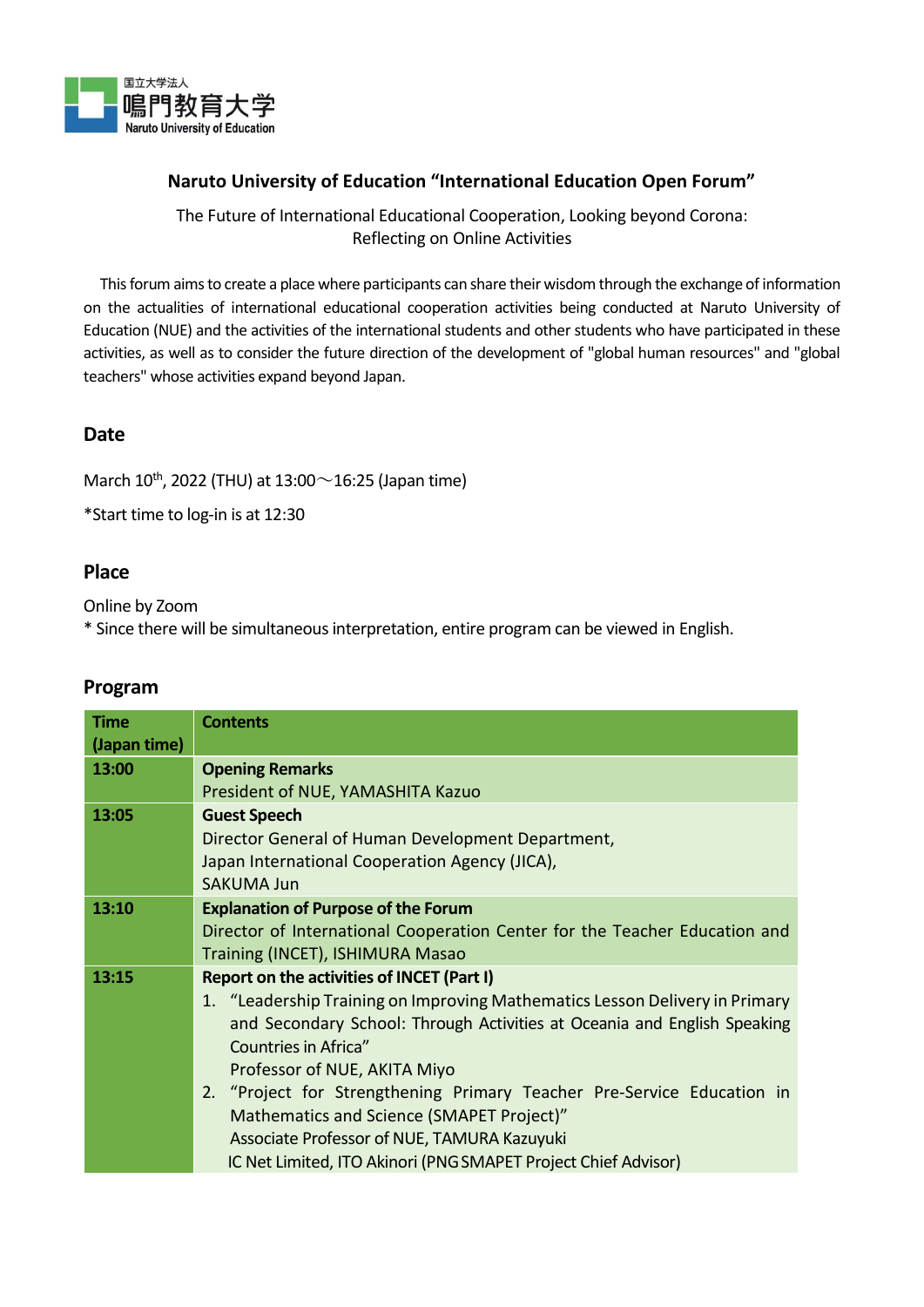国立大学法人
鳴門教育大学
Naruto University of Education

# Naruto University of Education "International Education Open Forum"

The Future of International Educational Cooperation, Looking beyond Corona:
Reflecting on Online Activities

This forum aims to create a place where participants can share their wisdom through the exchange of information on the actualities of international educational cooperation activities being conducted at Naruto University of Education (NUE) and the activities of the international students and other students who have participated in these activities, as well as to consider the future direction of the development of "global human resources" and "global teachers" whose activities expand beyond Japan.

## Date

March 10th, 2022 (THU) at 13:00～16:25 (Japan time)

*Start time to log-in is at 12:30

## Place

Online by Zoom
* Since there will be simultaneous interpretation, entire program can be viewed in English.

## Program

| Time (Japan time) | Contents |
|---|---|
| 13:00 | **Opening Remarks**<br>President of NUE, YAMASHITA Kazuo |
| 13:05 | **Guest Speech**<br>Director General of Human Development Department,<br>Japan International Cooperation Agency (JICA),<br>SAKUMA Jun |
| 13:10 | **Explanation of Purpose of the Forum**<br>Director of International Cooperation Center for the Teacher Education and Training (INCET), ISHIMURA Masao |
| 13:15 | **Report on the activities of INCET (Part I)**<br>1. "Leadership Training on Improving Mathematics Lesson Delivery in Primary and Secondary School: Through Activities at Oceania and English Speaking Countries in Africa"<br>Professor of NUE, AKITA Miyo<br>2. "Project for Strengthening Primary Teacher Pre-Service Education in Mathematics and Science (SMAPET Project)"<br>Associate Professor of NUE, TAMURA Kazuyuki<br>IC Net Limited, ITO Akinori (PNG SMAPET Project Chief Advisor) |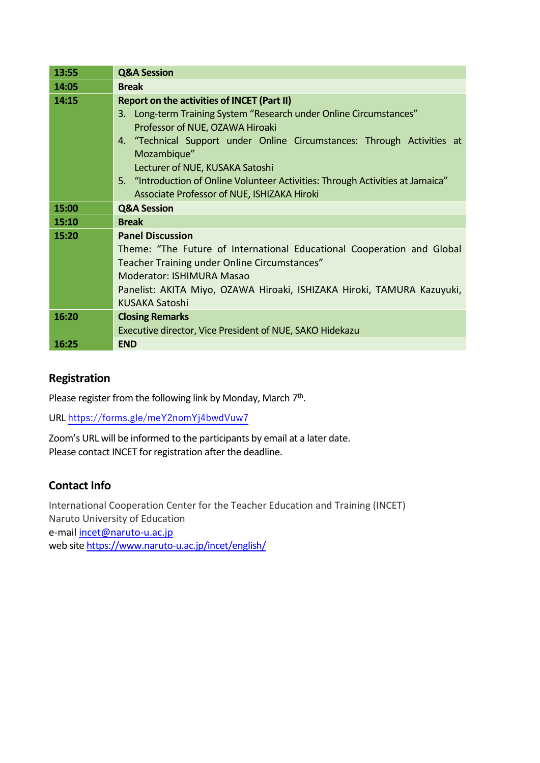| | |
|---|---|
| 13:55 | **Q&A Session** |
| 14:05 | **Break** |
| 14:15 | **Report on the activities of INCET (Part II)**<br>3. Long-term Training System "Research under Online Circumstances"<br>Professor of NUE, OZAWA Hiroaki<br>4. "Technical Support under Online Circumstances: Through Activities at Mozambique"<br>Lecturer of NUE, KUSAKA Satoshi<br>5. "Introduction of Online Volunteer Activities: Through Activities at Jamaica"<br>Associate Professor of NUE, ISHIZAKA Hiroki |
| 15:00 | **Q&A Session** |
| 15:10 | **Break** |
| 15:20 | **Panel Discussion**<br>Theme: "The Future of International Educational Cooperation and Global Teacher Training under Online Circumstances"<br>Moderator: ISHIMURA Masao<br>Panelist: AKITA Miyo, OZAWA Hiroaki, ISHIZAKA Hiroki, TAMURA Kazuyuki, KUSAKA Satoshi |
| 16:20 | **Closing Remarks**<br>Executive director, Vice President of NUE, SAKO Hidekazu |
| 16:25 | **END** |

## Registration

Please register from the following link by Monday, March 7th.

URL https://forms.gle/meY2nomYj4bwdVuw7

Zoom's URL will be informed to the participants by email at a later date.
Please contact INCET for registration after the deadline.

## Contact Info

International Cooperation Center for the Teacher Education and Training (INCET)
Naruto University of Education
e-mail incet@naruto-u.ac.jp
web site https://www.naruto-u.ac.jp/incet/english/